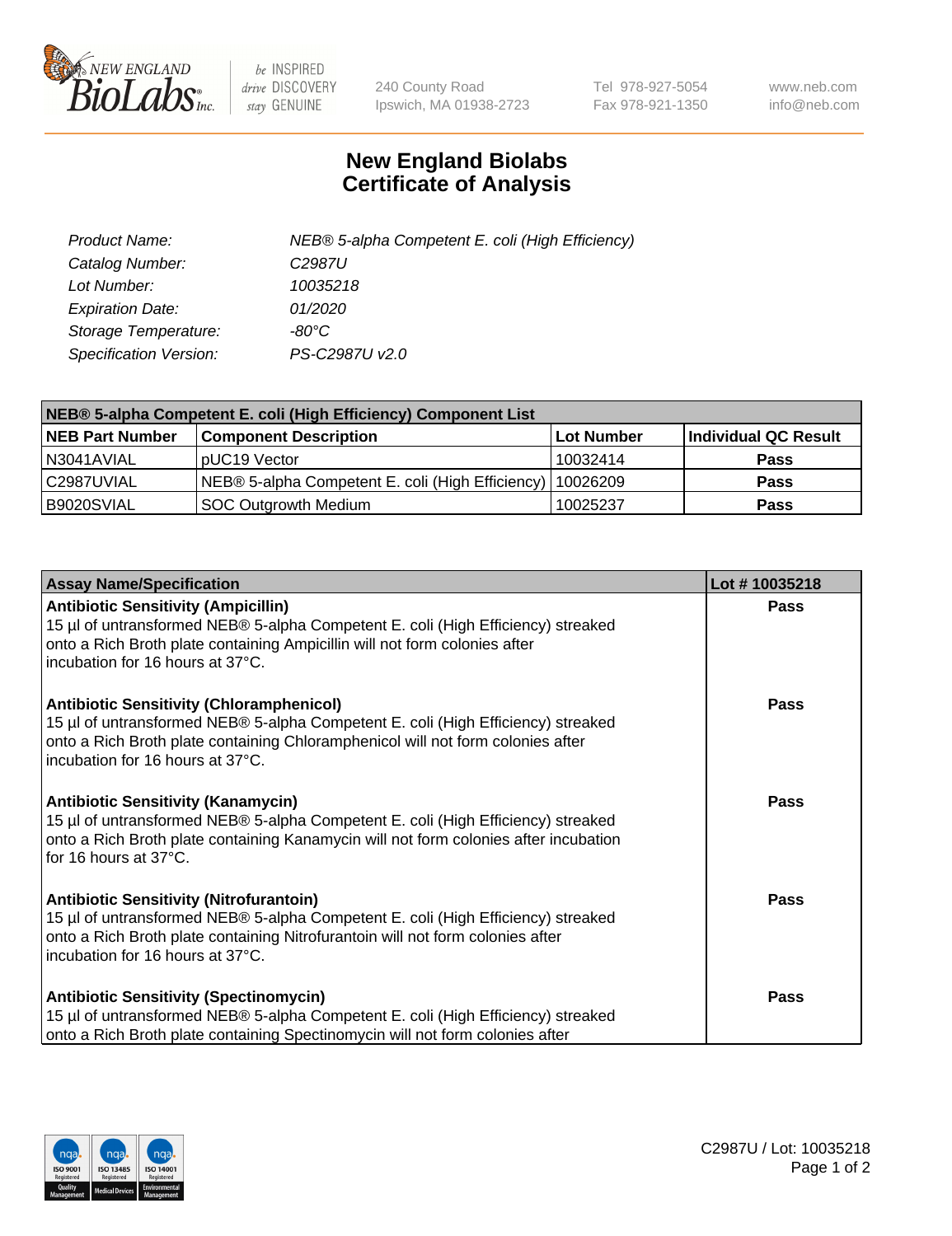240 County Road
Ipswich, MA 01938-2723

Tel 978-927-5054
Fax 978-921-1350

www.neb.com
info@neb.com

# New England Biolabs
# Certificate of Analysis

| | |
|---|---|
| *Product Name:* | *NEB® 5-alpha Competent E. coli (High Efficiency)* |
| *Catalog Number:* | *C2987U* |
| *Lot Number:* | *10035218* |
| *Expiration Date:* | *01/2020* |
| *Storage Temperature:* | *-80°C* |
| *Specification Version:* | *PS-C2987U v2.0* |

| **NEB® 5-alpha Competent E. coli (High Efficiency) Component List** | | | |
|---|---|---|---|
| **NEB Part Number** | **Component Description** | **Lot Number** | **Individual QC Result** |
| N3041AVIAL | pUC19 Vector | 10032414 | **Pass** |
| C2987UVIAL | NEB® 5-alpha Competent E. coli (High Efficiency) | 10026209 | **Pass** |
| B9020SVIAL | SOC Outgrowth Medium | 10025237 | **Pass** |

| **Assay Name/Specification** | **Lot # 10035218** |
|---|---|
| **Antibiotic Sensitivity (Ampicillin)** 15 µl of untransformed NEB® 5-alpha Competent E. coli (High Efficiency) streaked onto a Rich Broth plate containing Ampicillin will not form colonies after incubation for 16 hours at 37°C. | **Pass** |
| **Antibiotic Sensitivity (Chloramphenicol)** 15 µl of untransformed NEB® 5-alpha Competent E. coli (High Efficiency) streaked onto a Rich Broth plate containing Chloramphenicol will not form colonies after incubation for 16 hours at 37°C. | **Pass** |
| **Antibiotic Sensitivity (Kanamycin)** 15 µl of untransformed NEB® 5-alpha Competent E. coli (High Efficiency) streaked onto a Rich Broth plate containing Kanamycin will not form colonies after incubation for 16 hours at 37°C. | **Pass** |
| **Antibiotic Sensitivity (Nitrofurantoin)** 15 µl of untransformed NEB® 5-alpha Competent E. coli (High Efficiency) streaked onto a Rich Broth plate containing Nitrofurantoin will not form colonies after incubation for 16 hours at 37°C. | **Pass** |
| **Antibiotic Sensitivity (Spectinomycin)** 15 µl of untransformed NEB® 5-alpha Competent E. coli (High Efficiency) streaked onto a Rich Broth plate containing Spectinomycin will not form colonies after | **Pass** |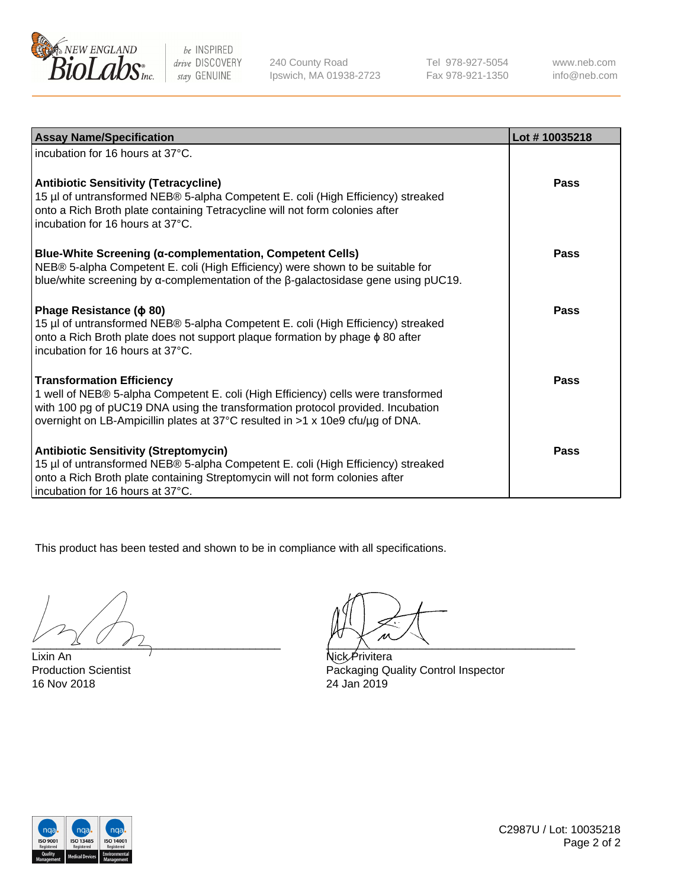| Assay Name/Specification | Lot # 10035218 |
|---|---|
| incubation for 16 hours at 37°C. | |
| **Antibiotic Sensitivity (Tetracycline)**<br>15 µl of untransformed NEB® 5-alpha Competent E. coli (High Efficiency) streaked onto a Rich Broth plate containing Tetracycline will not form colonies after incubation for 16 hours at 37°C. | **Pass** |
| **Blue-White Screening (α-complementation, Competent Cells)**<br>NEB® 5-alpha Competent E. coli (High Efficiency) were shown to be suitable for blue/white screening by α-complementation of the β-galactosidase gene using pUC19. | **Pass** |
| **Phage Resistance (ϕ 80)**<br>15 µl of untransformed NEB® 5-alpha Competent E. coli (High Efficiency) streaked onto a Rich Broth plate does not support plaque formation by phage ϕ 80 after incubation for 16 hours at 37°C. | **Pass** |
| **Transformation Efficiency**<br>1 well of NEB® 5-alpha Competent E. coli (High Efficiency) cells were transformed with 100 pg of pUC19 DNA using the transformation protocol provided. Incubation overnight on LB-Ampicillin plates at 37°C resulted in >1 x 10e9 cfu/µg of DNA. | **Pass** |
| **Antibiotic Sensitivity (Streptomycin)**<br>15 µl of untransformed NEB® 5-alpha Competent E. coli (High Efficiency) streaked onto a Rich Broth plate containing Streptomycin will not form colonies after incubation for 16 hours at 37°C. | **Pass** |

This product has been tested and shown to be in compliance with all specifications.

Lixin An
Production Scientist
16 Nov 2018

Nick Privitera
Packaging Quality Control Inspector
24 Jan 2019

C2987U / Lot: 10035218